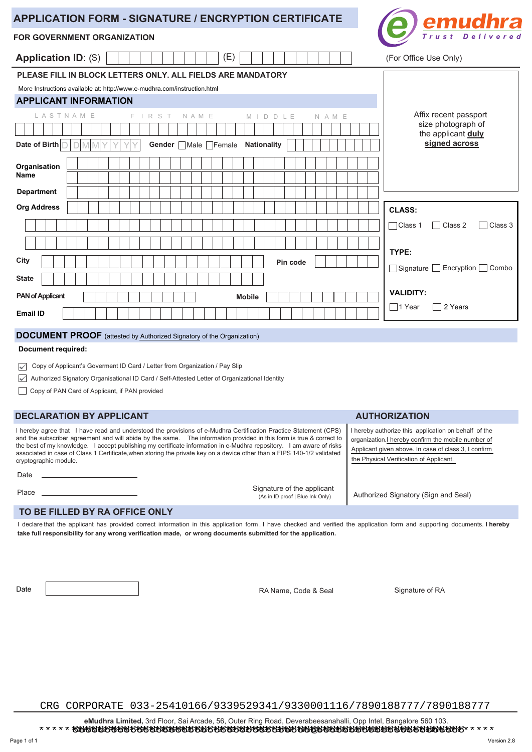# APPLICATION FORM - SIGNATURE / ENCRYPTION CERTIFICATE

**FOR GOVERNMENT ORGANIZATION**

emudhra Trust Delivered

**Application ID**: (S) (E)

(For Office Use Only)

**PLEASE FILL IN BLOCK LETTERS ONLY. ALL FIELDS ARE MANDATORY**

More Instructions available at: http://www.e-mudhra.com/instruction.html

## APPLICANT INFORMATION

LASTNAME FIRST NAME MIDDLE NAME

**Date of Birth** DDMMYYYY **Gender** ☐ Male ☐ Female **Nationality**

**Organisation Name**

**Department**

**Org Address**

**City** **Pin code**

**State**

**PAN of Applicant** **Mobile**

**Email ID**

Affix recent passport size photograph of the applicant **duly signed across**

**CLASS:**

☐ Class 1 ☐ Class 2 ☐ Class 3

**TYPE:**

☐ Signature ☐ Encryption ☐ Combo

**VALIDITY:**

☐ 1 Year ☐ 2 Years

## DOCUMENT PROOF (attested by Authorized Signatory of the Organization)

**Document required:**

- ☑ Copy of Applicant's Goverment ID Card / Letter from Organization / Pay Slip
- ☑ Authorized Signatory Organisational ID Card / Self-Attested Letter of Organizational Identity
- ☐ Copy of PAN Card of Applicant, if PAN provided

## DECLARATION BY APPLICANT

I hereby agree that I have read and understood the provisions of e-Mudhra Certification Practice Statement (CPS) and the subscriber agreement and will abide by the same. The information provided in this form is true & correct to the best of my knowledge. I accept publishing my certificate information in e-Mudhra repository. I am aware of risks associated in case of Class 1 Certificate,when storing the private key on a device other than a FIPS 140-1/2 validated cryptographic module.

Date ____________________

Place ____________________

Signature of the applicant
(As in ID proof | Blue Ink Only)

## AUTHORIZATION

I hereby authorize this application on behalf of the organization. I hereby confirm the mobile number of Applicant given above. In case of class 3, I confirm the Physical Verification of Applicant.

Authorized Signatory (Sign and Seal)

## TO BE FILLED BY RA OFFICE ONLY

I declare that the applicant has provided correct information in this application form. I have checked and verified the application form and supporting documents. **I hereby take full responsibility for any wrong verification made, or wrong documents submitted for the application.**

Date

RA Name, Code & Seal

Signature of RA

CRG CORPORATE 033-25410166/9339529341/9330001116/7890188777/7890188777

**eMudhra Limited,** 3rd Floor, Sai Arcade, 56, Outer Ring Road, Deverabeesanahalli, Opp Intel, Bangalore 560 103.

Version 2.8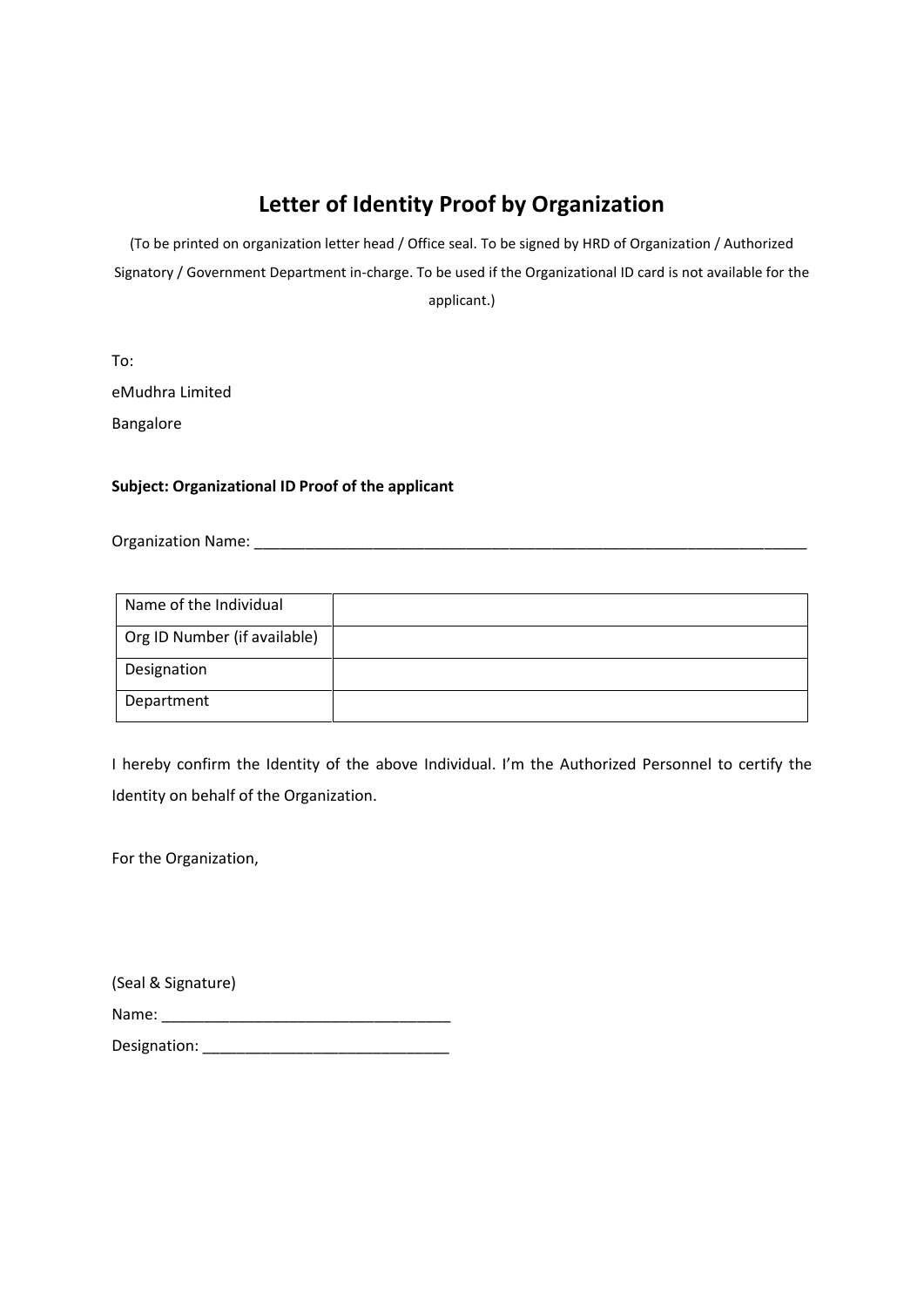# Letter of Identity Proof by Organization

(To be printed on organization letter head / Office seal. To be signed by HRD of Organization / Authorized Signatory / Government Department in-charge. To be used if the Organizational ID card is not available for the applicant.)

To:

eMudhra Limited

Bangalore

**Subject: Organizational ID Proof of the applicant**

Organization Name: ___________________________________________________________________

| | |
|---|---|
| Name of the Individual | |
| Org ID Number (if available) | |
| Designation | |
| Department | |

I hereby confirm the Identity of the above Individual. I'm the Authorized Personnel to certify the Identity on behalf of the Organization.

For the Organization,

(Seal & Signature)

Name: __________________________________

Designation: _____________________________